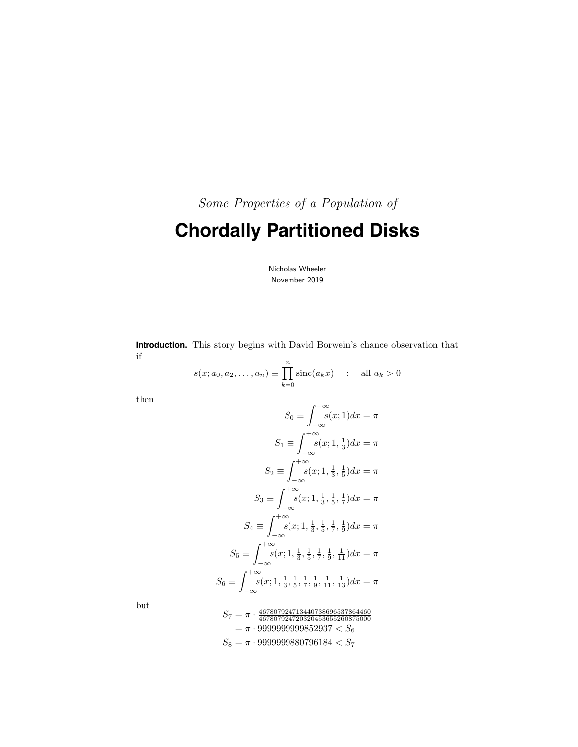*Some Properties of a Population of*

# Chordally Partitioned Disks

Nicholas Wheeler
November 2019

**Introduction.** This story begins with David Borwein's chance observation that if

$$s(x; a_0, a_2, \ldots, a_n) \equiv \prod_{k=0}^{n} \text{sinc}(a_k x) \quad : \quad \text{all } a_k > 0$$

then

$$S_0 \equiv \int_{-\infty}^{+\infty} s(x; 1) dx = \pi$$

$$S_1 \equiv \int_{-\infty}^{+\infty} s(x; 1, \tfrac{1}{3}) dx = \pi$$

$$S_2 \equiv \int_{-\infty}^{+\infty} s(x; 1, \tfrac{1}{3}, \tfrac{1}{5}) dx = \pi$$

$$S_3 \equiv \int_{-\infty}^{+\infty} s(x; 1, \tfrac{1}{3}, \tfrac{1}{5}, \tfrac{1}{7}) dx = \pi$$

$$S_4 \equiv \int_{-\infty}^{+\infty} s(x; 1, \tfrac{1}{3}, \tfrac{1}{5}, \tfrac{1}{7}, \tfrac{1}{9}) dx = \pi$$

$$S_5 \equiv \int_{-\infty}^{+\infty} s(x; 1, \tfrac{1}{3}, \tfrac{1}{5}, \tfrac{1}{7}, \tfrac{1}{9}, \tfrac{1}{11}) dx = \pi$$

$$S_6 \equiv \int_{-\infty}^{+\infty} s(x; 1, \tfrac{1}{3}, \tfrac{1}{5}, \tfrac{1}{7}, \tfrac{1}{9}, \tfrac{1}{11}, \tfrac{1}{13}) dx = \pi$$

but

$$\begin{aligned} S_7 &= \pi \cdot \tfrac{467807924713440738696537864460}{467807924720320453655260875000} \\ &= \pi \cdot 9999999999852937 < S_6 \end{aligned}$$

$$S_8 = \pi \cdot 9999999880796184 < S_7$$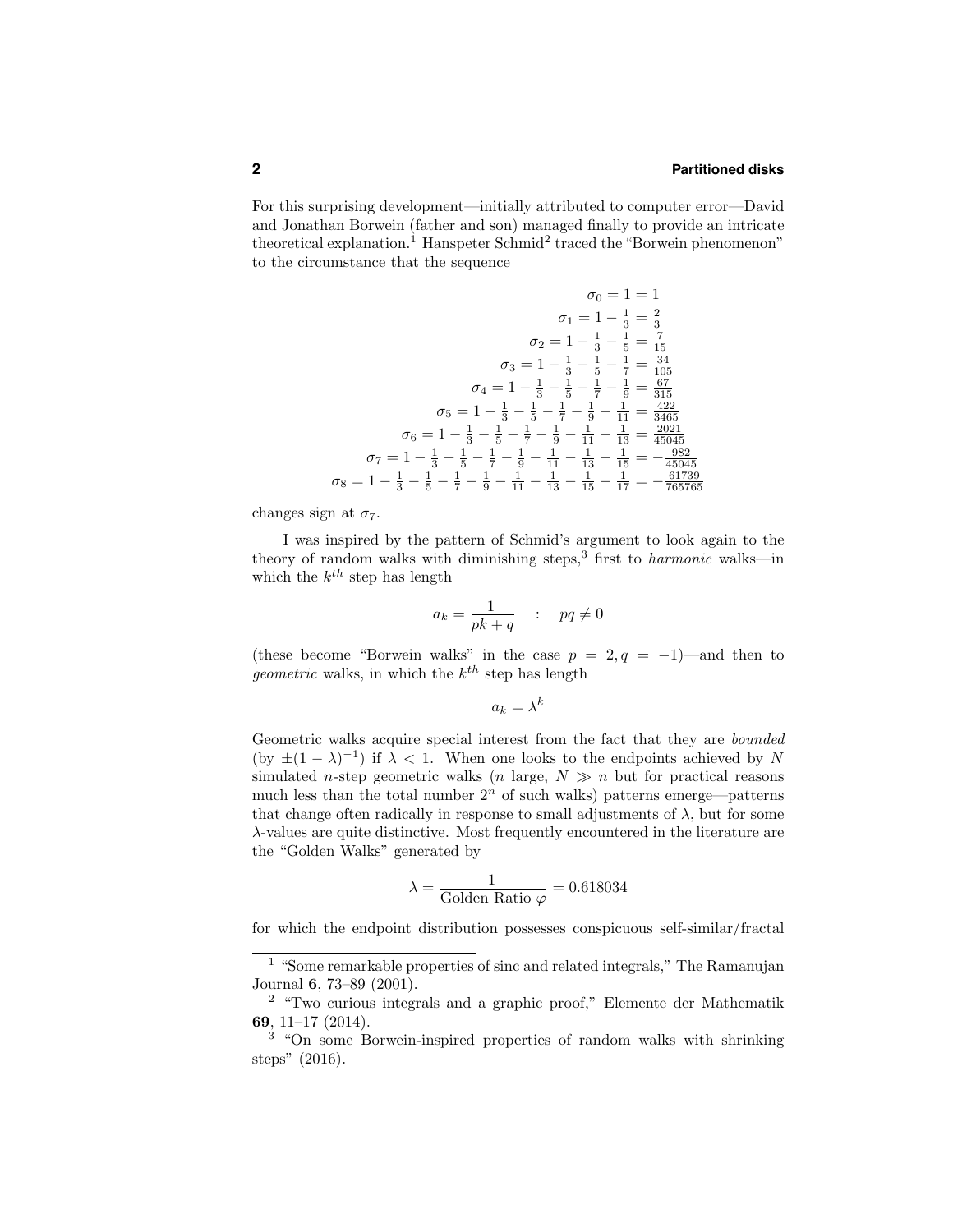For this surprising development—initially attributed to computer error—David and Jonathan Borwein (father and son) managed finally to provide an intricate theoretical explanation.[1] Hanspeter Schmid[2] traced the "Borwein phenomenon" to the circumstance that the sequence

$$
\begin{aligned}
\sigma_0 &= 1 = 1\\
\sigma_1 &= 1 - \tfrac{1}{3} = \tfrac{2}{3}\\
\sigma_2 &= 1 - \tfrac{1}{3} - \tfrac{1}{5} = \tfrac{7}{15}\\
\sigma_3 &= 1 - \tfrac{1}{3} - \tfrac{1}{5} - \tfrac{1}{7} = \tfrac{34}{105}\\
\sigma_4 &= 1 - \tfrac{1}{3} - \tfrac{1}{5} - \tfrac{1}{7} - \tfrac{1}{9} = \tfrac{67}{315}\\
\sigma_5 &= 1 - \tfrac{1}{3} - \tfrac{1}{5} - \tfrac{1}{7} - \tfrac{1}{9} - \tfrac{1}{11} = \tfrac{422}{3465}\\
\sigma_6 &= 1 - \tfrac{1}{3} - \tfrac{1}{5} - \tfrac{1}{7} - \tfrac{1}{9} - \tfrac{1}{11} - \tfrac{1}{13} = \tfrac{2021}{45045}\\
\sigma_7 &= 1 - \tfrac{1}{3} - \tfrac{1}{5} - \tfrac{1}{7} - \tfrac{1}{9} - \tfrac{1}{11} - \tfrac{1}{13} - \tfrac{1}{15} = -\tfrac{982}{45045}\\
\sigma_8 &= 1 - \tfrac{1}{3} - \tfrac{1}{5} - \tfrac{1}{7} - \tfrac{1}{9} - \tfrac{1}{11} - \tfrac{1}{13} - \tfrac{1}{15} - \tfrac{1}{17} = -\tfrac{61739}{765765}
\end{aligned}
$$

changes sign at $\sigma_7$.

I was inspired by the pattern of Schmid's argument to look again to the theory of random walks with diminishing steps,[3] first to *harmonic* walks—in which the $k^{th}$ step has length

$$
a_k = \frac{1}{pk+q} \quad : \quad pq \neq 0
$$

(these become "Borwein walks" in the case $p = 2, q = -1$)—and then to *geometric* walks, in which the $k^{th}$ step has length

$$
a_k = \lambda^k
$$

Geometric walks acquire special interest from the fact that they are *bounded* (by $\pm(1-\lambda)^{-1}$) if $\lambda < 1$. When one looks to the endpoints achieved by $N$ simulated $n$-step geometric walks ($n$ large, $N \gg n$ but for practical reasons much less than the total number $2^n$ of such walks) patterns emerge—patterns that change often radically in response to small adjustments of $\lambda$, but for some $\lambda$-values are quite distinctive. Most frequently encountered in the literature are the "Golden Walks" generated by

$$
\lambda = \frac{1}{\text{Golden Ratio } \varphi} = 0.618034
$$

for which the endpoint distribution possesses conspicuous self-similar/fractal

---

[1] "Some remarkable properties of sinc and related integrals," The Ramanujan Journal **6**, 73–89 (2001).

[2] "Two curious integrals and a graphic proof," Elemente der Mathematik **69**, 11–17 (2014).

[3] "On some Borwein-inspired properties of random walks with shrinking steps" (2016).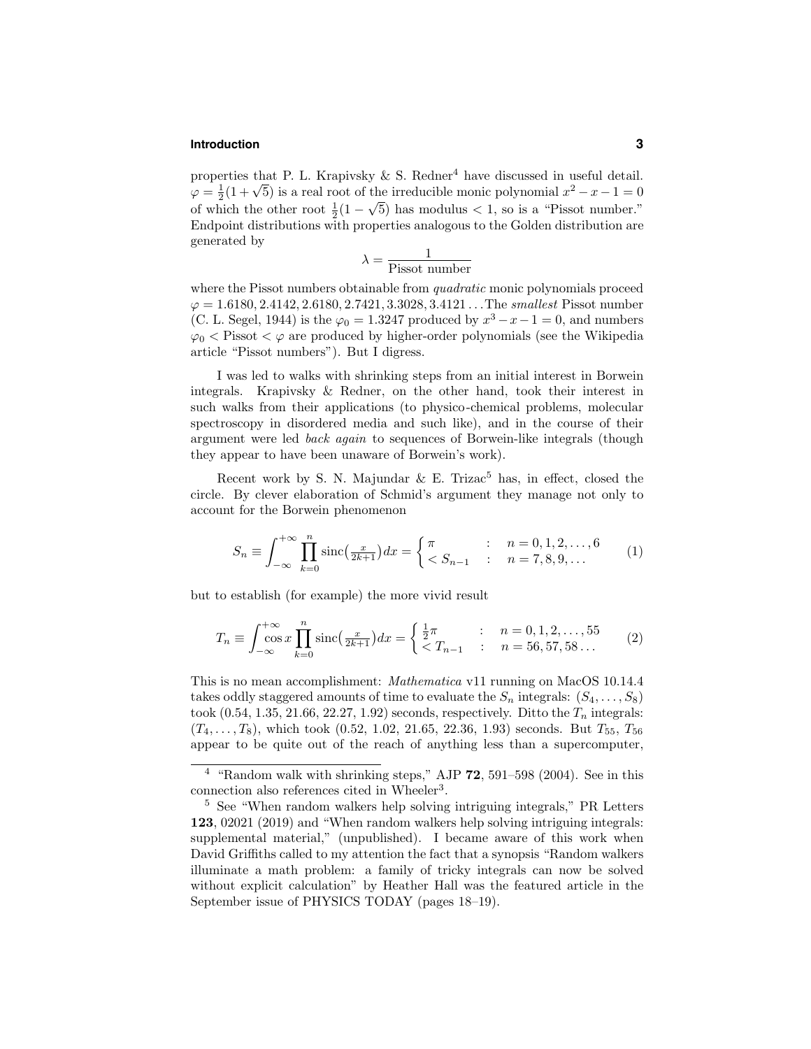properties that P. L. Krapivsky & S. Redner[4] have discussed in useful detail. $\varphi = \frac{1}{2}(1+\sqrt{5})$ is a real root of the irreducible monic polynomial $x^2 - x - 1 = 0$ of which the other root $\frac{1}{2}(1-\sqrt{5})$ has modulus $< 1$, so is a "Pissot number." Endpoint distributions with properties analogous to the Golden distribution are generated by

$$\lambda = \frac{1}{\text{Pissot number}}$$

where the Pissot numbers obtainable from *quadratic* monic polynomials proceed $\varphi = 1.6180, 2.4142, 2.6180, 2.7421, 3.3028, 3.4121\ldots$ The *smallest* Pissot number (C. L. Segel, 1944) is the $\varphi_0 = 1.3247$ produced by $x^3 - x - 1 = 0$, and numbers $\varphi_0 <$ Pissot $< \varphi$ are produced by higher-order polynomials (see the Wikipedia article "Pissot numbers"). But I digress.

I was led to walks with shrinking steps from an initial interest in Borwein integrals. Krapivsky & Redner, on the other hand, took their interest in such walks from their applications (to physico-chemical problems, molecular spectroscopy in disordered media and such like), and in the course of their argument were led *back again* to sequences of Borwein-like integrals (though they appear to have been unaware of Borwein's work).

Recent work by S. N. Majundar & E. Trizac[5] has, in effect, closed the circle. By clever elaboration of Schmid's argument they manage not only to account for the Borwein phenomenon

$$S_n \equiv \int_{-\infty}^{+\infty} \prod_{k=0}^{n} \operatorname{sinc}\left(\tfrac{x}{2k+1}\right) dx = \begin{cases} \pi & : \quad n = 0, 1, 2, \ldots, 6 \\ < S_{n-1} & : \quad n = 7, 8, 9, \ldots \end{cases} \tag{1}$$

but to establish (for example) the more vivid result

$$T_n \equiv \int_{-\infty}^{+\infty} \cos x \prod_{k=0}^{n} \operatorname{sinc}\left(\tfrac{x}{2k+1}\right) dx = \begin{cases} \frac{1}{2}\pi & : \quad n = 0, 1, 2, \ldots, 55 \\ < T_{n-1} & : \quad n = 56, 57, 58 \ldots \end{cases} \tag{2}$$

This is no mean accomplishment: *Mathematica* v11 running on MacOS 10.14.4 takes oddly staggered amounts of time to evaluate the $S_n$ integrals: $(S_4, \ldots, S_8)$ took (0.54, 1.35, 21.66, 22.27, 1.92) seconds, respectively. Ditto the $T_n$ integrals: $(T_4, \ldots, T_8)$, which took (0.52, 1.02, 21.65, 22.36, 1.93) seconds. But $T_{55}$, $T_{56}$ appear to be quite out of the reach of anything less than a supercomputer,

---

[4] "Random walk with shrinking steps," AJP **72**, 591–598 (2004). See in this connection also references cited in Wheeler[3].

[5] See "When random walkers help solving intriguing integrals," PR Letters **123**, 02021 (2019) and "When random walkers help solving intriguing integrals: supplemental material," (unpublished). I became aware of this work when David Griffiths called to my attention the fact that a synopsis "Random walkers illuminate a math problem: a family of tricky integrals can now be solved without explicit calculation" by Heather Hall was the featured article in the September issue of PHYSICS TODAY (pages 18–19).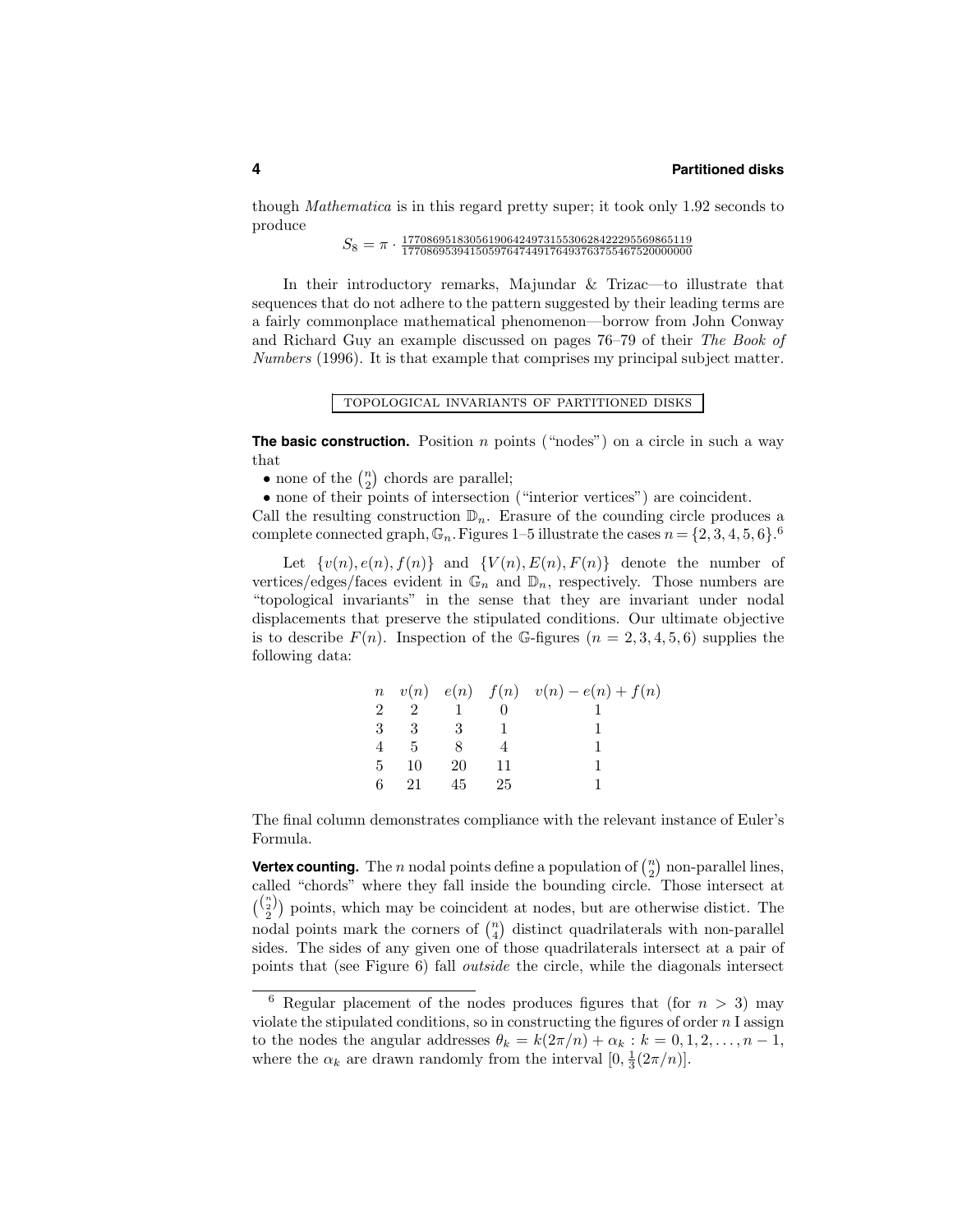though *Mathematica* is in this regard pretty super; it took only 1.92 seconds to produce

$$S_8 = \pi \cdot \frac{17708695183056190642497315530628422295569865119}{17708695394150597647449176493763755467520000000}$$

In their introductory remarks, Majundar & Trizac—to illustrate that sequences that do not adhere to the pattern suggested by their leading terms are a fairly commonplace mathematical phenomenon—borrow from John Conway and Richard Guy an example discussed on pages 76–79 of their *The Book of Numbers* (1996). It is that example that comprises my principal subject matter.

## TOPOLOGICAL INVARIANTS OF PARTITIONED DISKS

**The basic construction.** Position $n$ points ("nodes") on a circle in such a way that

- none of the $\binom{n}{2}$ chords are parallel;
- none of their points of intersection ("interior vertices") are coincident.

Call the resulting construction $\mathbb{D}_n$. Erasure of the counding circle produces a complete connected graph, $\mathbb{G}_n$. Figures 1–5 illustrate the cases $n = \{2, 3, 4, 5, 6\}$.[6]

Let $\{v(n), e(n), f(n)\}$ and $\{V(n), E(n), F(n)\}$ denote the number of vertices/edges/faces evident in $\mathbb{G}_n$ and $\mathbb{D}_n$, respectively. Those numbers are "topological invariants" in the sense that they are invariant under nodal displacements that preserve the stipulated conditions. Our ultimate objective is to describe $F(n)$. Inspection of the $\mathbb{G}$-figures ($n = 2, 3, 4, 5, 6$) supplies the following data:

| $n$ | $v(n)$ | $e(n)$ | $f(n)$ | $v(n) - e(n) + f(n)$ |
|---|---|---|---|---|
| 2 | 2 | 1 | 0 | 1 |
| 3 | 3 | 3 | 1 | 1 |
| 4 | 5 | 8 | 4 | 1 |
| 5 | 10 | 20 | 11 | 1 |
| 6 | 21 | 45 | 25 | 1 |

The final column demonstrates compliance with the relevant instance of Euler's Formula.

**Vertex counting.** The $n$ nodal points define a population of $\binom{n}{2}$ non-parallel lines, called "chords" where they fall inside the bounding circle. Those intersect at $\binom{\binom{n}{2}}{2}$ points, which may be coincident at nodes, but are otherwise distict. The nodal points mark the corners of $\binom{n}{4}$ distinct quadrilaterals with non-parallel sides. The sides of any given one of those quadrilaterals intersect at a pair of points that (see Figure 6) fall *outside* the circle, while the diagonals intersect

---

[6] Regular placement of the nodes produces figures that (for $n > 3$) may violate the stipulated conditions, so in constructing the figures of order $n$ I assign to the nodes the angular addresses $\theta_k = k(2\pi/n) + \alpha_k : k = 0, 1, 2, \ldots, n-1$, where the $\alpha_k$ are drawn randomly from the interval $[0, \frac{1}{3}(2\pi/n)]$.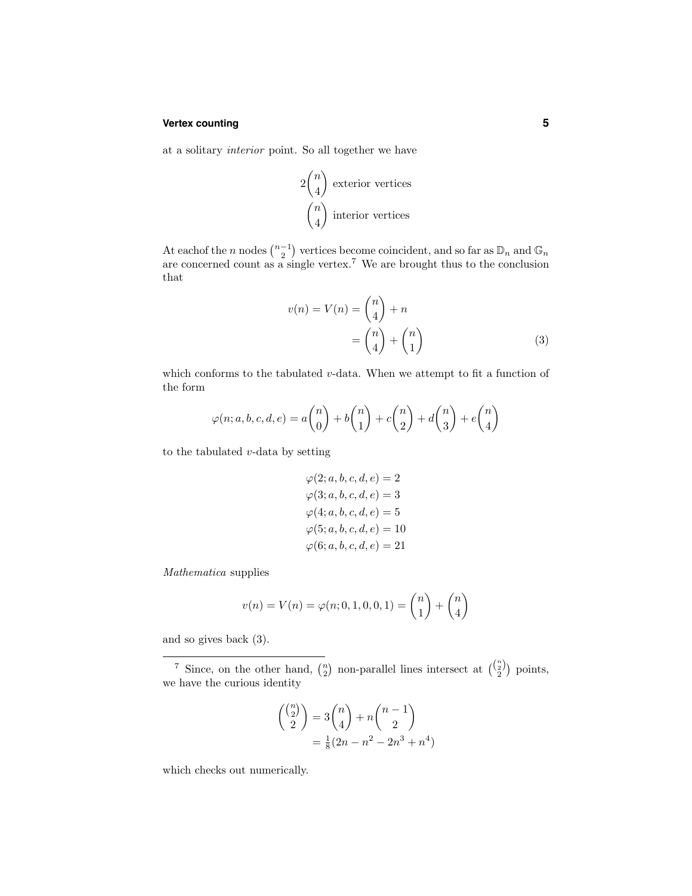at a solitary *interior* point. So all together we have

$$2\binom{n}{4} \text{ exterior vertices}$$

$$\binom{n}{4} \text{ interior vertices}$$

At eachof the $n$ nodes $\binom{n-1}{2}$ vertices become coincident, and so far as $\mathbb{D}_n$ and $\mathbb{G}_n$ are concerned count as a single vertex.[7] We are brought thus to the conclusion that

$$\begin{aligned} v(n) = V(n) &= \binom{n}{4} + n \\ &= \binom{n}{4} + \binom{n}{1} \end{aligned} \tag{3}$$

which conforms to the tabulated $v$-data. When we attempt to fit a function of the form

$$\varphi(n; a, b, c, d, e) = a\binom{n}{0} + b\binom{n}{1} + c\binom{n}{2} + d\binom{n}{3} + e\binom{n}{4}$$

to the tabulated $v$-data by setting

$$\begin{aligned} \varphi(2; a, b, c, d, e) &= 2 \\ \varphi(3; a, b, c, d, e) &= 3 \\ \varphi(4; a, b, c, d, e) &= 5 \\ \varphi(5; a, b, c, d, e) &= 10 \\ \varphi(6; a, b, c, d, e) &= 21 \end{aligned}$$

*Mathematica* supplies

$$v(n) = V(n) = \varphi(n; 0, 1, 0, 0, 1) = \binom{n}{1} + \binom{n}{4}$$

and so gives back (3).

---

[7] Since, on the other hand, $\binom{n}{2}$ non-parallel lines intersect at $\binom{\binom{n}{2}}{2}$ points, we have the curious identity

$$\begin{aligned} \binom{\binom{n}{2}}{2} &= 3\binom{n}{4} + n\binom{n-1}{2} \\ &= \tfrac{1}{8}(2n - n^2 - 2n^3 + n^4) \end{aligned}$$

which checks out numerically.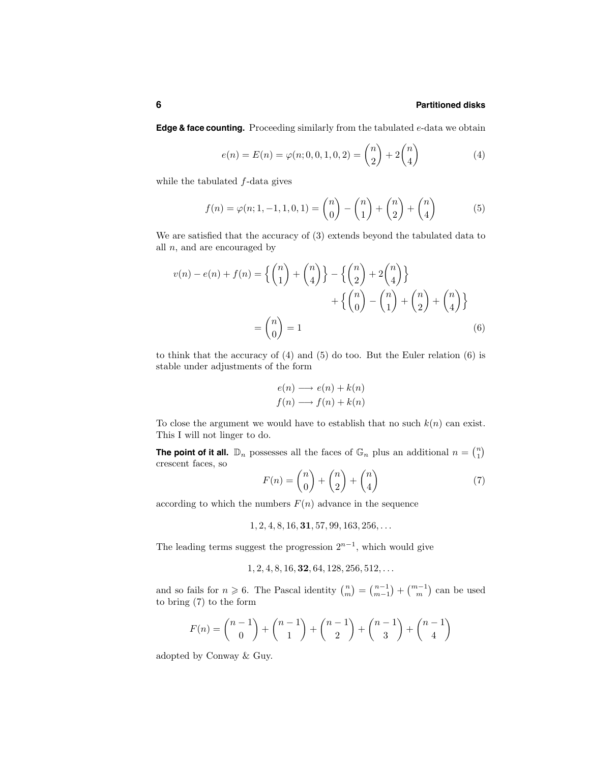**Edge & face counting.** Proceeding similarly from the tabulated $e$-data we obtain

$$e(n) = E(n) = \varphi(n; 0, 0, 1, 0, 2) = \binom{n}{2} + 2\binom{n}{4} \tag{4}$$

while the tabulated $f$-data gives

$$f(n) = \varphi(n; 1, -1, 1, 0, 1) = \binom{n}{0} - \binom{n}{1} + \binom{n}{2} + \binom{n}{4} \tag{5}$$

We are satisfied that the accuracy of (3) extends beyond the tabulated data to all $n$, and are encouraged by

$$\begin{aligned} v(n) - e(n) + f(n) &= \Big\{ \binom{n}{1} + \binom{n}{4} \Big\} - \Big\{ \binom{n}{2} + 2\binom{n}{4} \Big\} \\ &\qquad + \Big\{ \binom{n}{0} - \binom{n}{1} + \binom{n}{2} + \binom{n}{4} \Big\} \\ &= \binom{n}{0} = 1 \end{aligned} \tag{6}$$

to think that the accuracy of (4) and (5) do too. But the Euler relation (6) is stable under adjustments of the form

$$\begin{aligned} e(n) &\longrightarrow e(n) + k(n) \\ f(n) &\longrightarrow f(n) + k(n) \end{aligned}$$

To close the argument we would have to establish that no such $k(n)$ can exist. This I will not linger to do.

**The point of it all.** $\mathbb{D}_n$ possesses all the faces of $\mathbb{G}_n$ plus an additional $n = \binom{n}{1}$ crescent faces, so

$$F(n) = \binom{n}{0} + \binom{n}{2} + \binom{n}{4} \tag{7}$$

according to which the numbers $F(n)$ advance in the sequence

$$1, 2, 4, 8, 16, \mathbf{31}, 57, 99, 163, 256, \ldots$$

The leading terms suggest the progression $2^{n-1}$, which would give

$$1, 2, 4, 8, 16, \mathbf{32}, 64, 128, 256, 512, \ldots$$

and so fails for $n \geqslant 6$. The Pascal identity $\binom{n}{m} = \binom{n-1}{m-1} + \binom{m-1}{m}$ can be used to bring (7) to the form

$$F(n) = \binom{n-1}{0} + \binom{n-1}{1} + \binom{n-1}{2} + \binom{n-1}{3} + \binom{n-1}{4}$$

adopted by Conway & Guy.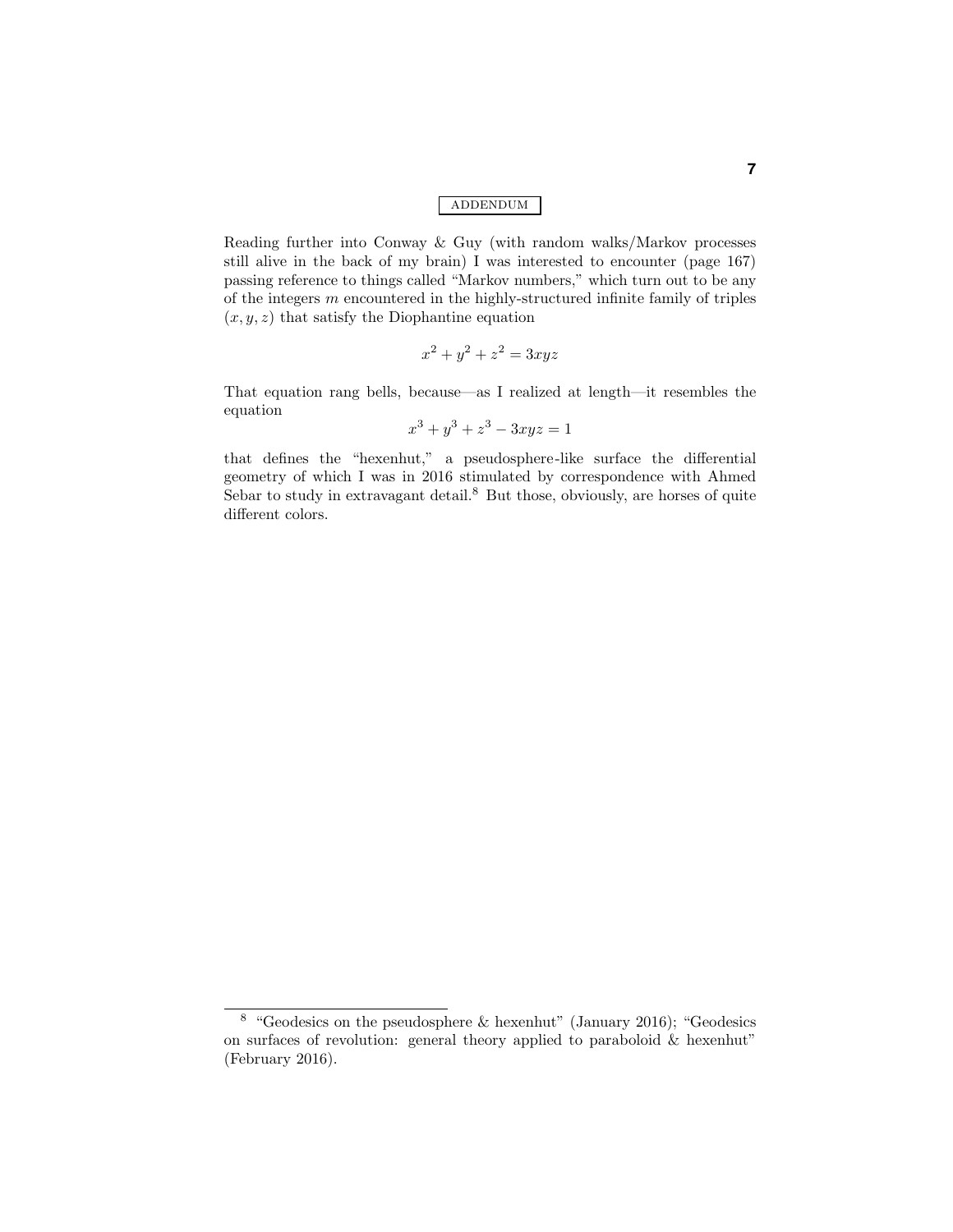## ADDENDUM

Reading further into Conway & Guy (with random walks/Markov processes still alive in the back of my brain) I was interested to encounter (page 167) passing reference to things called "Markov numbers," which turn out to be any of the integers $m$ encountered in the highly-structured infinite family of triples $(x, y, z)$ that satisfy the Diophantine equation

$$x^2 + y^2 + z^2 = 3xyz$$

That equation rang bells, because—as I realized at length—it resembles the equation

$$x^3 + y^3 + z^3 - 3xyz = 1$$

that defines the "hexenhut," a pseudosphere-like surface the differential geometry of which I was in 2016 stimulated by correspondence with Ahmed Sebar to study in extravagant detail.[8] But those, obviously, are horses of quite different colors.

---

[8] "Geodesics on the pseudosphere & hexenhut" (January 2016); "Geodesics on surfaces of revolution: general theory applied to paraboloid & hexenhut" (February 2016).